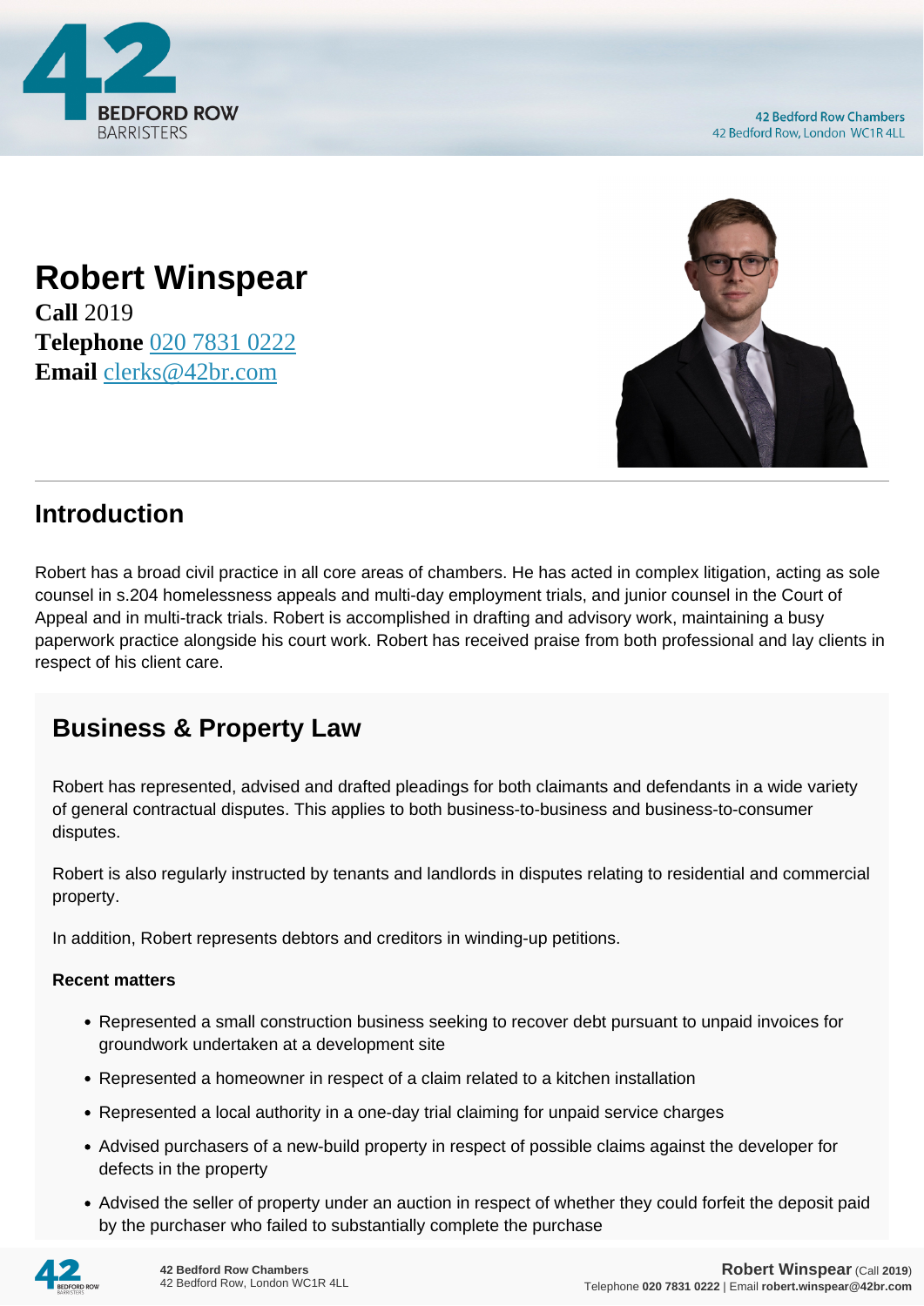# Robert Winspear

**Call** 2019
**Telephone** 020 7831 0222
**Email** clerks@42br.com

## Introduction

Robert has a broad civil practice in all core areas of chambers. He has acted in complex litigation, acting as sole counsel in s.204 homelessness appeals and multi-day employment trials, and junior counsel in the Court of Appeal and in multi-track trials. Robert is accomplished in drafting and advisory work, maintaining a busy paperwork practice alongside his court work. Robert has received praise from both professional and lay clients in respect of his client care.

## Business & Property Law

Robert has represented, advised and drafted pleadings for both claimants and defendants in a wide variety of general contractual disputes. This applies to both business-to-business and business-to-consumer disputes.

Robert is also regularly instructed by tenants and landlords in disputes relating to residential and commercial property.

In addition, Robert represents debtors and creditors in winding-up petitions.

**Recent matters**

- Represented a small construction business seeking to recover debt pursuant to unpaid invoices for groundwork undertaken at a development site
- Represented a homeowner in respect of a claim related to a kitchen installation
- Represented a local authority in a one-day trial claiming for unpaid service charges
- Advised purchasers of a new-build property in respect of possible claims against the developer for defects in the property
- Advised the seller of property under an auction in respect of whether they could forfeit the deposit paid by the purchaser who failed to substantially complete the purchase